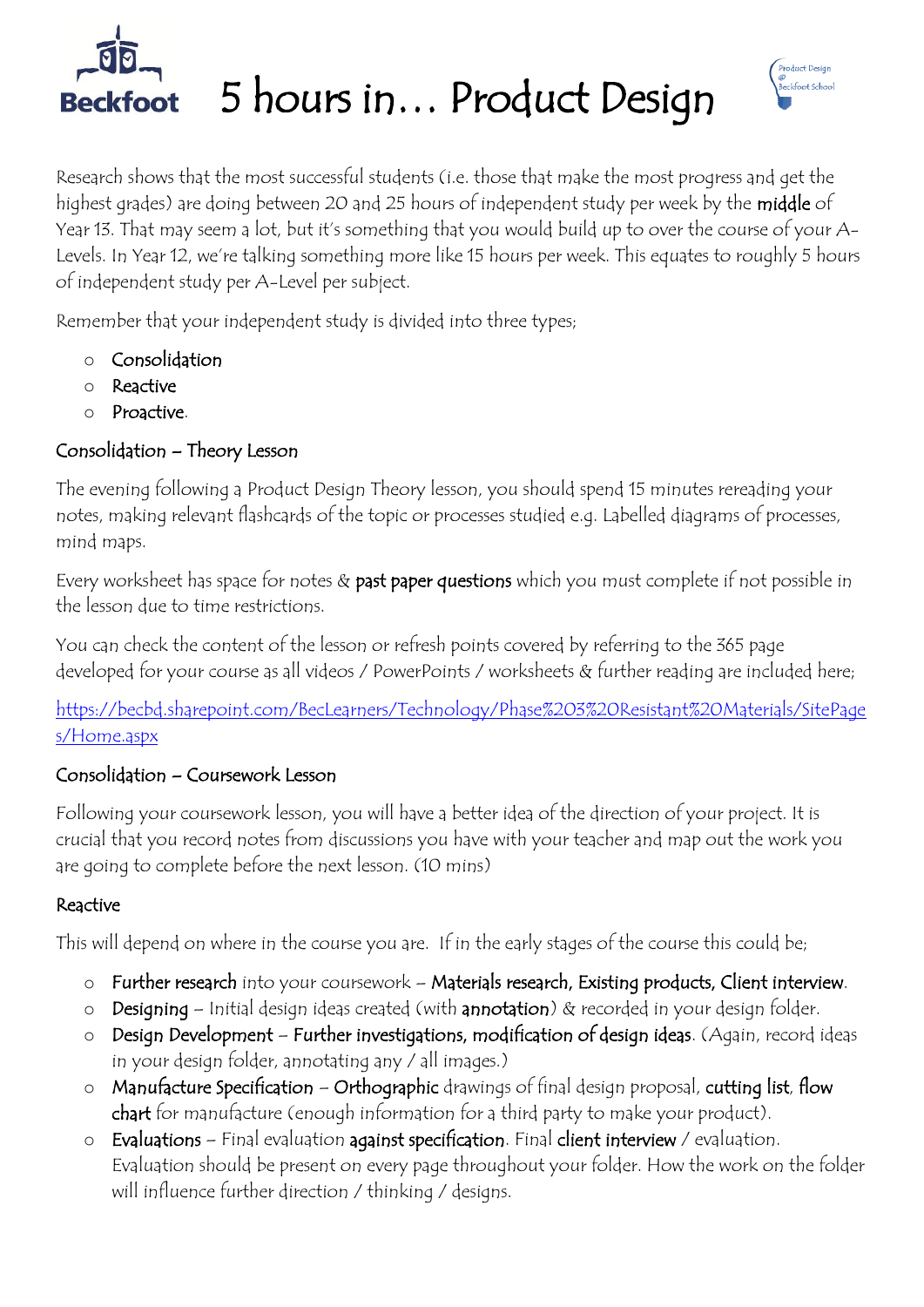# 5 hours in… Product Design

Research shows that the most successful students (i.e. those that make the most progress and get the highest grades) are doing between 20 and 25 hours of independent study per week by the **middle** of Year 13. That may seem a lot, but it's something that you would build up to over the course of your A-Levels. In Year 12, we're talking something more like 15 hours per week. This equates to roughly 5 hours of independent study per A-Level per subject.

Remember that your independent study is divided into three types;

- Consolidation
- Reactive
- Proactive.

## Consolidation – Theory Lesson

The evening following a Product Design Theory lesson, you should spend 15 minutes rereading your notes, making relevant flashcards of the topic or processes studied e.g. Labelled diagrams of processes, mind maps.

Every worksheet has space for notes & **past paper questions** which you must complete if not possible in the lesson due to time restrictions.

You can check the content of the lesson or refresh points covered by referring to the 365 page developed for your course as all videos / PowerPoints / worksheets & further reading are included here;

https://becbd.sharepoint.com/BecLearners/Technology/Phase%203%20Resistant%20Materials/SitePages/Home.aspx

## Consolidation – Coursework Lesson

Following your coursework lesson, you will have a better idea of the direction of your project. It is crucial that you record notes from discussions you have with your teacher and map out the work you are going to complete before the next lesson. (10 mins)

## Reactive

This will depend on where in the course you are. If in the early stages of the course this could be;

- **Further research** into your coursework – **Materials research, Existing products, Client interview**.
- **Designing** – Initial design ideas created (with **annotation**) & recorded in your design folder.
- **Design Development** – **Further investigations, modification of design ideas**. (Again, record ideas in your design folder, annotating any / all images.)
- **Manufacture Specification** – **Orthographic** drawings of final design proposal, **cutting list**, **flow chart** for manufacture (enough information for a third party to make your product).
- **Evaluations** – Final evaluation **against specification**. Final **client interview** / evaluation. Evaluation should be present on every page throughout your folder. How the work on the folder will influence further direction / thinking / designs.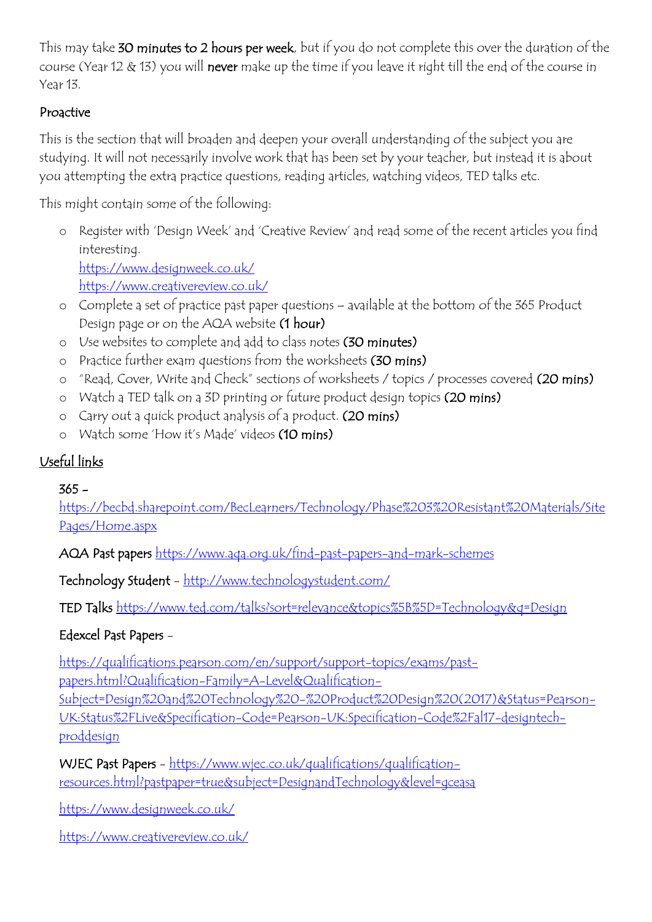This may take **30 minutes to 2 hours per week**, but if you do not complete this over the duration of the course (Year 12 & 13) you will **never** make up the time if you leave it right till the end of the course in Year 13.

### Proactive

This is the section that will broaden and deepen your overall understanding of the subject you are studying. It will not necessarily involve work that has been set by your teacher, but instead it is about you attempting the extra practice questions, reading articles, watching videos, TED talks etc.

This might contain some of the following:

- Register with 'Design Week' and 'Creative Review' and read some of the recent articles you find interesting.
  https://www.designweek.co.uk/
  https://www.creativereview.co.uk/
- Complete a set of practice past paper questions – available at the bottom of the 365 Product Design page or on the AQA website **(1 hour)**
- Use websites to complete and add to class notes **(30 minutes)**
- Practice further exam questions from the worksheets **(30 mins)**
- "Read, Cover, Write and Check" sections of worksheets / topics / processes covered **(20 mins)**
- Watch a TED talk on a 3D printing or future product design topics **(20 mins)**
- Carry out a quick product analysis of a product. **(20 mins)**
- Watch some 'How it's Made' videos **(10 mins)**

### Useful links

**365** – https://becbd.sharepoint.com/BecLearners/Technology/Phase%203%20Resistant%20Materials/SitePages/Home.aspx

**AQA Past papers** https://www.aqa.org.uk/find-past-papers-and-mark-schemes

**Technology Student** – http://www.technologystudent.com/

**TED Talks** https://www.ted.com/talks?sort=relevance&topics%5B%5D=Technology&q=Design

**Edexcel Past Papers** –

https://qualifications.pearson.com/en/support/support-topics/exams/past-papers.html?Qualification-Family=A-Level&Qualification-Subject=Design%20and%20Technology%20-%20Product%20Design%20(2017)&Status=Pearson-UK:Status%2FLive&Specification-Code=Pearson-UK:Specification-Code%2Fal17-designtech-proddesign

**WJEC Past Papers** – https://www.wjec.co.uk/qualifications/qualification-resources.html?pastpaper=true&subject=DesignandTechnology&level=gceasa

https://www.designweek.co.uk/

https://www.creativereview.co.uk/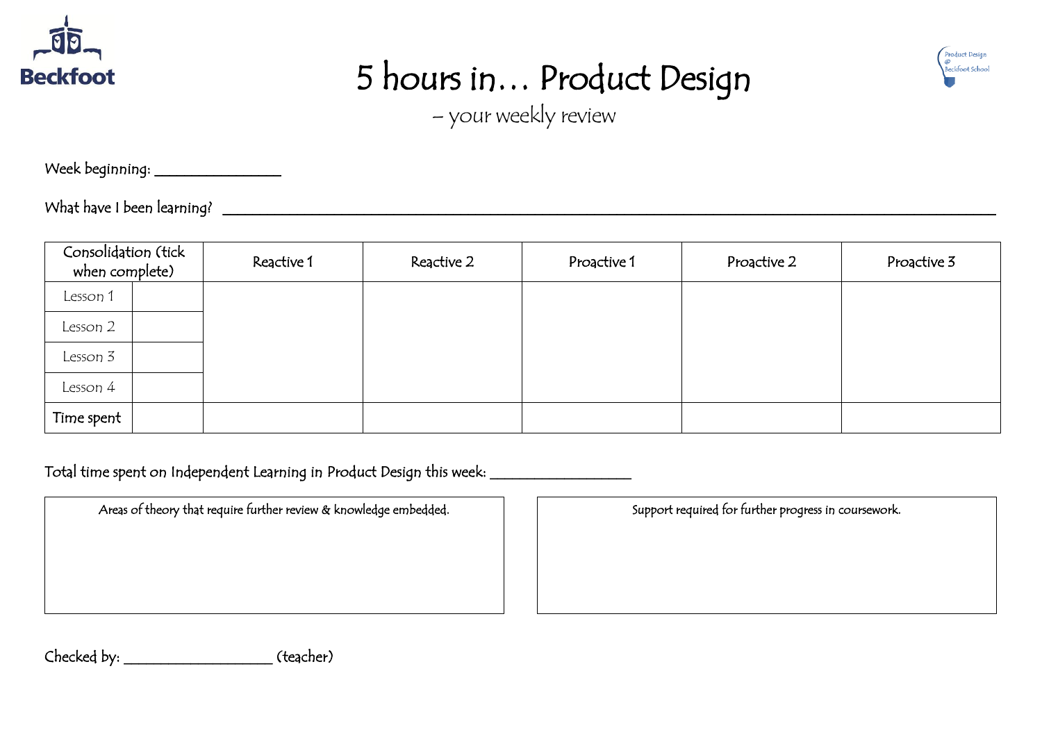# 5 hours in… Product Design

– your weekly review

Week beginning: _______________

What have I been learning? ______________________________________________________________________________

| Consolidation (tick when complete) | | Reactive 1 | Reactive 2 | Proactive 1 | Proactive 2 | Proactive 3 |
|---|---|---|---|---|---|---|
| Lesson 1 | | | | | | |
| Lesson 2 | | | | | | |
| Lesson 3 | | | | | | |
| Lesson 4 | | | | | | |
| Time spent | | | | | | |

Total time spent on Independent Learning in Product Design this week: _________________

| Areas of theory that require further review & knowledge embedded. | Support required for further progress in coursework. |
|---|---|
| | |

Checked by: ___________________ (teacher)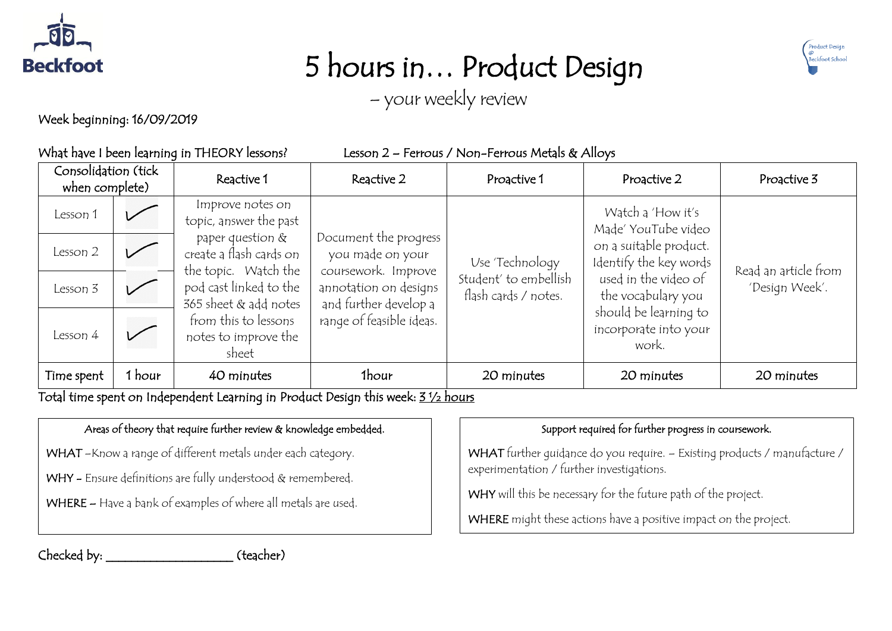Beckfoot

# 5 hours in… Product Design

– your weekly review

Product Design @ Beckfoot School

Week beginning: 16/09/2019

What have I been learning in THEORY lessons? Lesson 2 – Ferrous / Non-Ferrous Metals & Alloys

| Consolidation (tick when complete) | | Reactive 1 | Reactive 2 | Proactive 1 | Proactive 2 | Proactive 3 |
|---|---|---|---|---|---|---|
| Lesson 1 | ✓ | Improve notes on topic, answer the past paper question & create a flash cards on the topic. Watch the pod cast linked to the 365 sheet & add notes from this to lessons notes to improve the sheet | Document the progress you made on your coursework. Improve annotation on designs and further develop a range of feasible ideas. | Use 'Technology Student' to embellish flash cards / notes. | Watch a 'How it's Made' YouTube video on a suitable product. Identify the key words used in the video of the vocabulary you should be learning to incorporate into your work. | Read an article from 'Design Week'. |
| Lesson 2 | ✓ | | | | | |
| Lesson 3 | ✓ | | | | | |
| Lesson 4 | ✓ | | | | | |
| Time spent | 1 hour | 40 minutes | 1hour | 20 minutes | 20 minutes | 20 minutes |

Total time spent on Independent Learning in Product Design this week: 3 ½ hours

**Areas of theory that require further review & knowledge embedded.**

WHAT –Know a range of different metals under each category.

WHY – Ensure definitions are fully understood & remembered.

WHERE – Have a bank of examples of where all metals are used.

**Support required for further progress in coursework.**

WHAT further guidance do you require. – Existing products / manufacture / experimentation / further investigations.

WHY will this be necessary for the future path of the project.

WHERE might these actions have a positive impact on the project.

Checked by: ____________________ (teacher)